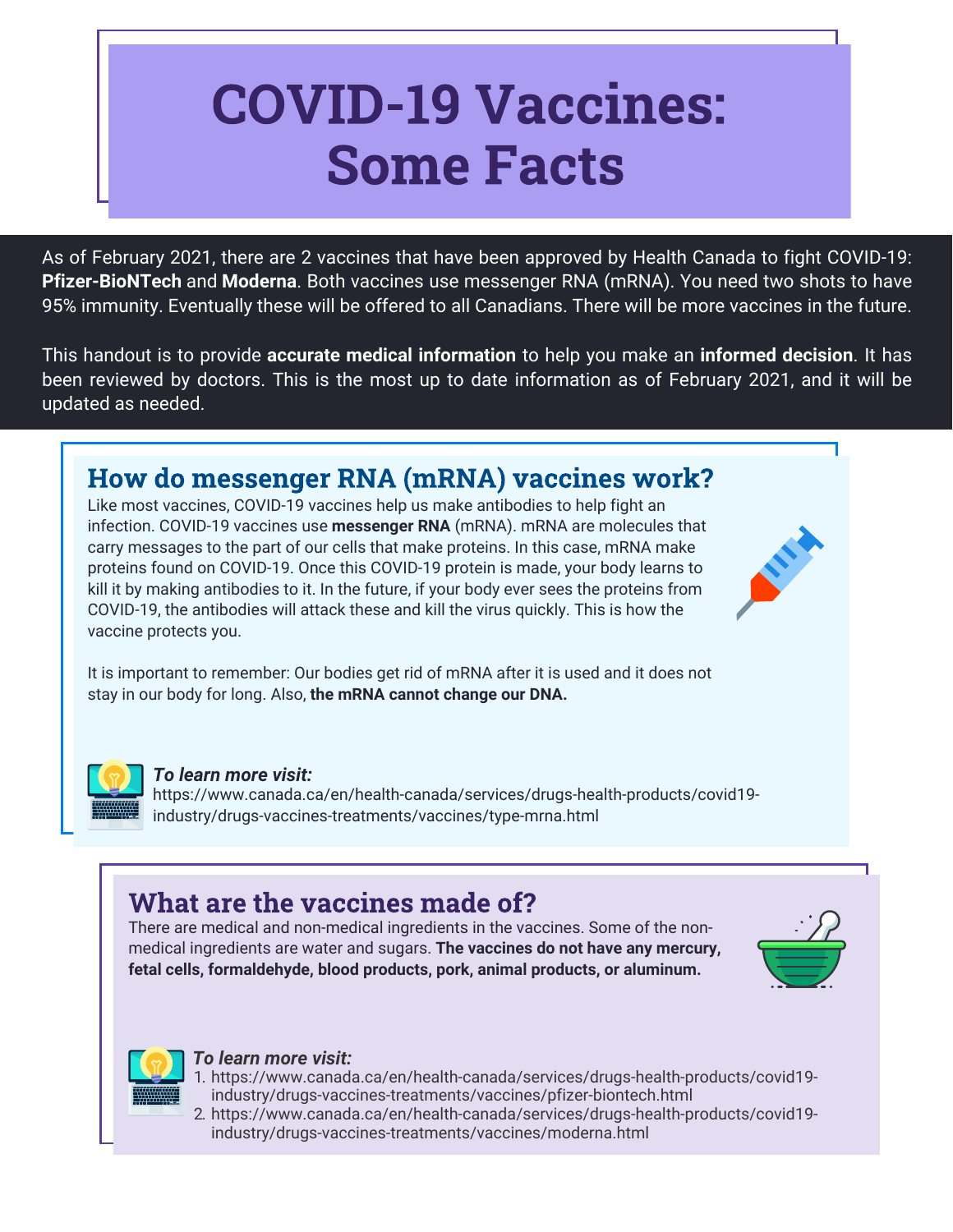# COVID-19 Vaccines: Some Facts

As of February 2021, there are 2 vaccines that have been approved by Health Canada to fight COVID-19: **Pfizer-BioNTech** and **Moderna**. Both vaccines use messenger RNA (mRNA). You need two shots to have 95% immunity. Eventually these will be offered to all Canadians. There will be more vaccines in the future.

This handout is to provide **accurate medical information** to help you make an **informed decision**. It has been reviewed by doctors. This is the most up to date information as of February 2021, and it will be updated as needed.

## How do messenger RNA (mRNA) vaccines work?

Like most vaccines, COVID-19 vaccines help us make antibodies to help fight an infection. COVID-19 vaccines use **messenger RNA** (mRNA). mRNA are molecules that carry messages to the part of our cells that make proteins. In this case, mRNA make proteins found on COVID-19. Once this COVID-19 protein is made, your body learns to kill it by making antibodies to it. In the future, if your body ever sees the proteins from COVID-19, the antibodies will attack these and kill the virus quickly. This is how the vaccine protects you.

It is important to remember: Our bodies get rid of mRNA after it is used and it does not stay in our body for long. Also, **the mRNA cannot change our DNA.**

***To learn more visit:***
https://www.canada.ca/en/health-canada/services/drugs-health-products/covid19-industry/drugs-vaccines-treatments/vaccines/type-mrna.html

## What are the vaccines made of?

There are medical and non-medical ingredients in the vaccines. Some of the non-medical ingredients are water and sugars. **The vaccines do not have any mercury, fetal cells, formaldehyde, blood products, pork, animal products, or aluminum.**

***To learn more visit:***

1. https://www.canada.ca/en/health-canada/services/drugs-health-products/covid19-industry/drugs-vaccines-treatments/vaccines/pfizer-biontech.html
2. https://www.canada.ca/en/health-canada/services/drugs-health-products/covid19-industry/drugs-vaccines-treatments/vaccines/moderna.html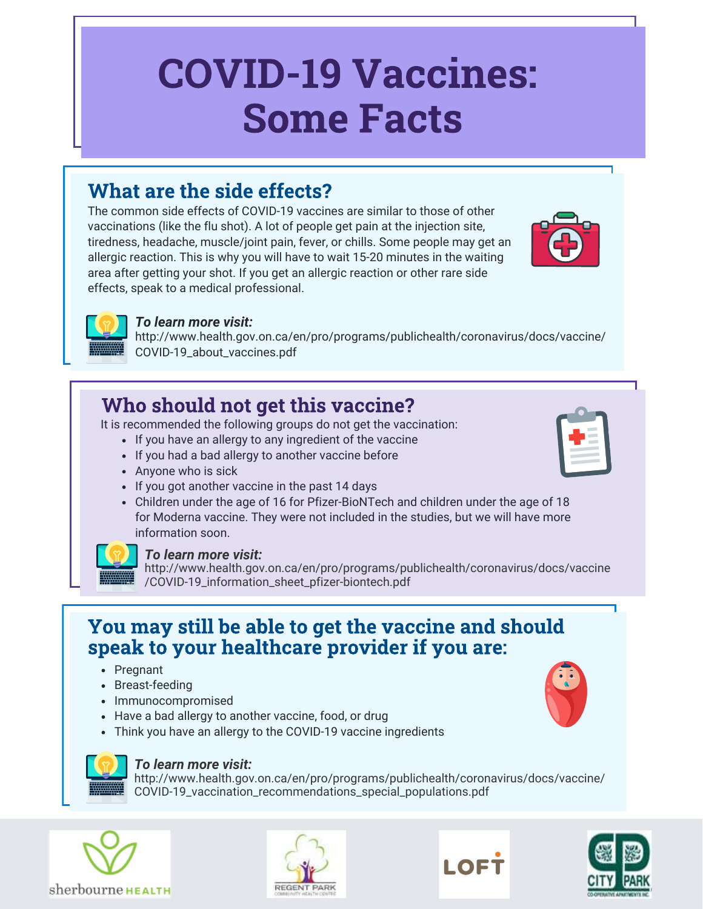# COVID-19 Vaccines: Some Facts

## What are the side effects?

The common side effects of COVID-19 vaccines are similar to those of other vaccinations (like the flu shot). A lot of people get pain at the injection site, tiredness, headache, muscle/joint pain, fever, or chills. Some people may get an allergic reaction. This is why you will have to wait 15-20 minutes in the waiting area after getting your shot. If you get an allergic reaction or other rare side effects, speak to a medical professional.

***To learn more visit:***
http://www.health.gov.on.ca/en/pro/programs/publichealth/coronavirus/docs/vaccine/COVID-19_about_vaccines.pdf

## Who should not get this vaccine?

It is recommended the following groups do not get the vaccination:

- If you have an allergy to any ingredient of the vaccine
- If you had a bad allergy to another vaccine before
- Anyone who is sick
- If you got another vaccine in the past 14 days
- Children under the age of 16 for Pfizer-BioNTech and children under the age of 18 for Moderna vaccine. They were not included in the studies, but we will have more information soon.

***To learn more visit:***
http://www.health.gov.on.ca/en/pro/programs/publichealth/coronavirus/docs/vaccine/COVID-19_information_sheet_pfizer-biontech.pdf

## You may still be able to get the vaccine and should speak to your healthcare provider if you are:

- Pregnant
- Breast-feeding
- Immunocompromised
- Have a bad allergy to another vaccine, food, or drug
- Think you have an allergy to the COVID-19 vaccine ingredients

***To learn more visit:***
http://www.health.gov.on.ca/en/pro/programs/publichealth/coronavirus/docs/vaccine/COVID-19_vaccination_recommendations_special_populations.pdf

sherbourne HEALTH

REGENT PARK COMMUNITY HEALTH CENTRE

LOFT

CITY PARK CO-OPERATIVE APARTMENTS INC.